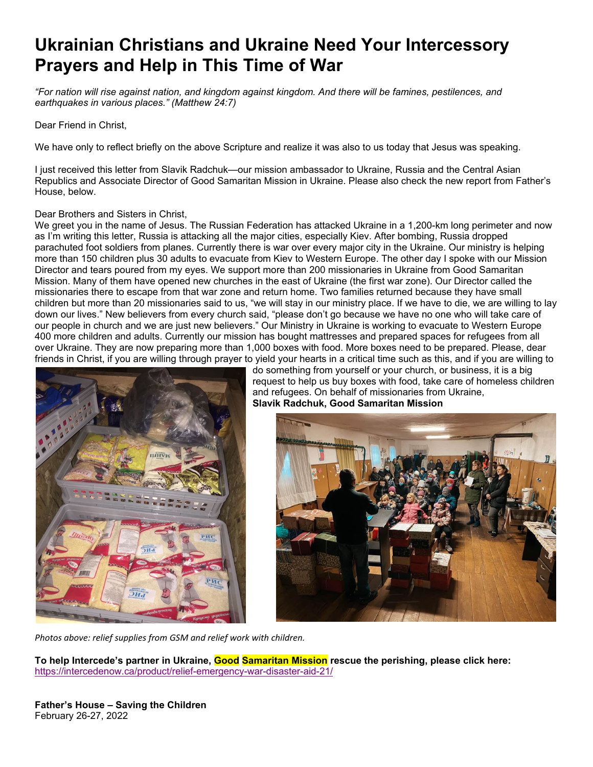# Ukrainian Christians and Ukraine Need Your Intercessory Prayers and Help in This Time of War

*"For nation will rise against nation, and kingdom against kingdom. And there will be famines, pestilences, and earthquakes in various places." (Matthew 24:7)*

Dear Friend in Christ,

We have only to reflect briefly on the above Scripture and realize it was also to us today that Jesus was speaking.

I just received this letter from Slavik Radchuk—our mission ambassador to Ukraine, Russia and the Central Asian Republics and Associate Director of Good Samaritan Mission in Ukraine. Please also check the new report from Father's House, below.

Dear Brothers and Sisters in Christ,

We greet you in the name of Jesus. The Russian Federation has attacked Ukraine in a 1,200-km long perimeter and now as I'm writing this letter, Russia is attacking all the major cities, especially Kiev. After bombing, Russia dropped parachuted foot soldiers from planes. Currently there is war over every major city in the Ukraine. Our ministry is helping more than 150 children plus 30 adults to evacuate from Kiev to Western Europe. The other day I spoke with our Mission Director and tears poured from my eyes. We support more than 200 missionaries in Ukraine from Good Samaritan Mission. Many of them have opened new churches in the east of Ukraine (the first war zone). Our Director called the missionaries there to escape from that war zone and return home. Two families returned because they have small children but more than 20 missionaries said to us, "we will stay in our ministry place. If we have to die, we are willing to lay down our lives." New believers from every church said, "please don't go because we have no one who will take care of our people in church and we are just new believers." Our Ministry in Ukraine is working to evacuate to Western Europe 400 more children and adults. Currently our mission has bought mattresses and prepared spaces for refugees from all over Ukraine. They are now preparing more than 1,000 boxes with food. More boxes need to be prepared. Please, dear friends in Christ, if you are willing through prayer to yield your hearts in a critical time such as this, and if you are willing to do something from yourself or your church, or business, it is a big request to help us buy boxes with food, take care of homeless children and refugees. On behalf of missionaries from Ukraine,

**Slavik Radchuk, Good Samaritan Mission**

*Photos above: relief supplies from GSM and relief work with children.*

**To help Intercede's partner in Ukraine, Good Samaritan Mission rescue the perishing, please click here:**
https://intercedenow.ca/product/relief-emergency-war-disaster-aid-21/

**Father's House – Saving the Children**
February 26-27, 2022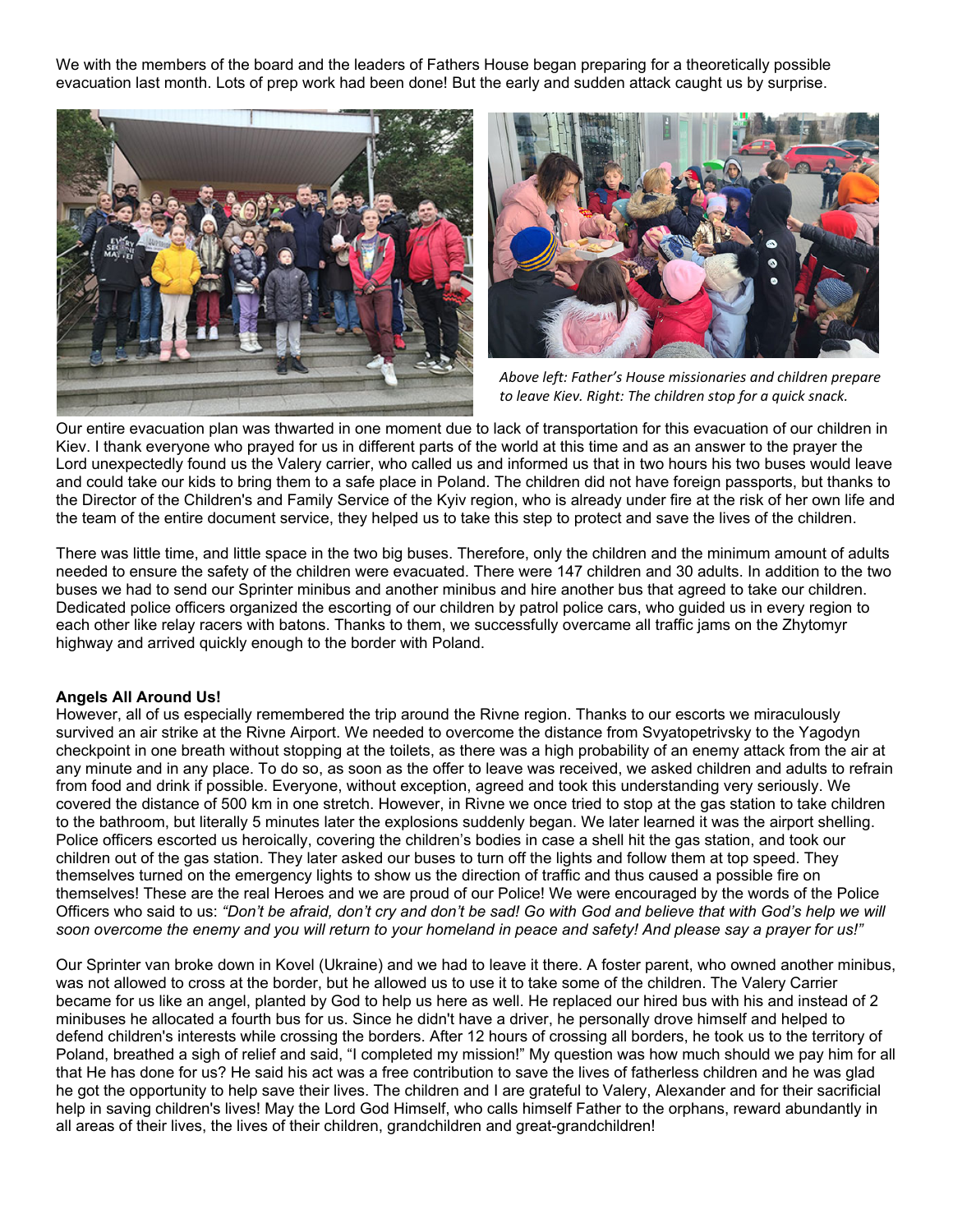We with the members of the board and the leaders of Fathers House began preparing for a theoretically possible evacuation last month. Lots of prep work had been done! But the early and sudden attack caught us by surprise.

*Above left: Father's House missionaries and children prepare to leave Kiev. Right: The children stop for a quick snack.*

Our entire evacuation plan was thwarted in one moment due to lack of transportation for this evacuation of our children in Kiev. I thank everyone who prayed for us in different parts of the world at this time and as an answer to the prayer the Lord unexpectedly found us the Valery carrier, who called us and informed us that in two hours his two buses would leave and could take our kids to bring them to a safe place in Poland. The children did not have foreign passports, but thanks to the Director of the Children's and Family Service of the Kyiv region, who is already under fire at the risk of her own life and the team of the entire document service, they helped us to take this step to protect and save the lives of the children.

There was little time, and little space in the two big buses. Therefore, only the children and the minimum amount of adults needed to ensure the safety of the children were evacuated. There were 147 children and 30 adults. In addition to the two buses we had to send our Sprinter minibus and another minibus and hire another bus that agreed to take our children. Dedicated police officers organized the escorting of our children by patrol police cars, who guided us in every region to each other like relay racers with batons. Thanks to them, we successfully overcame all traffic jams on the Zhytomyr highway and arrived quickly enough to the border with Poland.

**Angels All Around Us!**

However, all of us especially remembered the trip around the Rivne region. Thanks to our escorts we miraculously survived an air strike at the Rivne Airport. We needed to overcome the distance from Svyatopetrivsky to the Yagodyn checkpoint in one breath without stopping at the toilets, as there was a high probability of an enemy attack from the air at any minute and in any place. To do so, as soon as the offer to leave was received, we asked children and adults to refrain from food and drink if possible. Everyone, without exception, agreed and took this understanding very seriously. We covered the distance of 500 km in one stretch. However, in Rivne we once tried to stop at the gas station to take children to the bathroom, but literally 5 minutes later the explosions suddenly began. We later learned it was the airport shelling. Police officers escorted us heroically, covering the children's bodies in case a shell hit the gas station, and took our children out of the gas station. They later asked our buses to turn off the lights and follow them at top speed. They themselves turned on the emergency lights to show us the direction of traffic and thus caused a possible fire on themselves! These are the real Heroes and we are proud of our Police! We were encouraged by the words of the Police Officers who said to us: *"Don't be afraid, don't cry and don't be sad! Go with God and believe that with God's help we will soon overcome the enemy and you will return to your homeland in peace and safety! And please say a prayer for us!"*

Our Sprinter van broke down in Kovel (Ukraine) and we had to leave it there. A foster parent, who owned another minibus, was not allowed to cross at the border, but he allowed us to use it to take some of the children. The Valery Carrier became for us like an angel, planted by God to help us here as well. He replaced our hired bus with his and instead of 2 minibuses he allocated a fourth bus for us. Since he didn't have a driver, he personally drove himself and helped to defend children's interests while crossing the borders. After 12 hours of crossing all borders, he took us to the territory of Poland, breathed a sigh of relief and said, "I completed my mission!" My question was how much should we pay him for all that He has done for us? He said his act was a free contribution to save the lives of fatherless children and he was glad he got the opportunity to help save their lives. The children and I are grateful to Valery, Alexander and for their sacrificial help in saving children's lives! May the Lord God Himself, who calls himself Father to the orphans, reward abundantly in all areas of their lives, the lives of their children, grandchildren and great-grandchildren!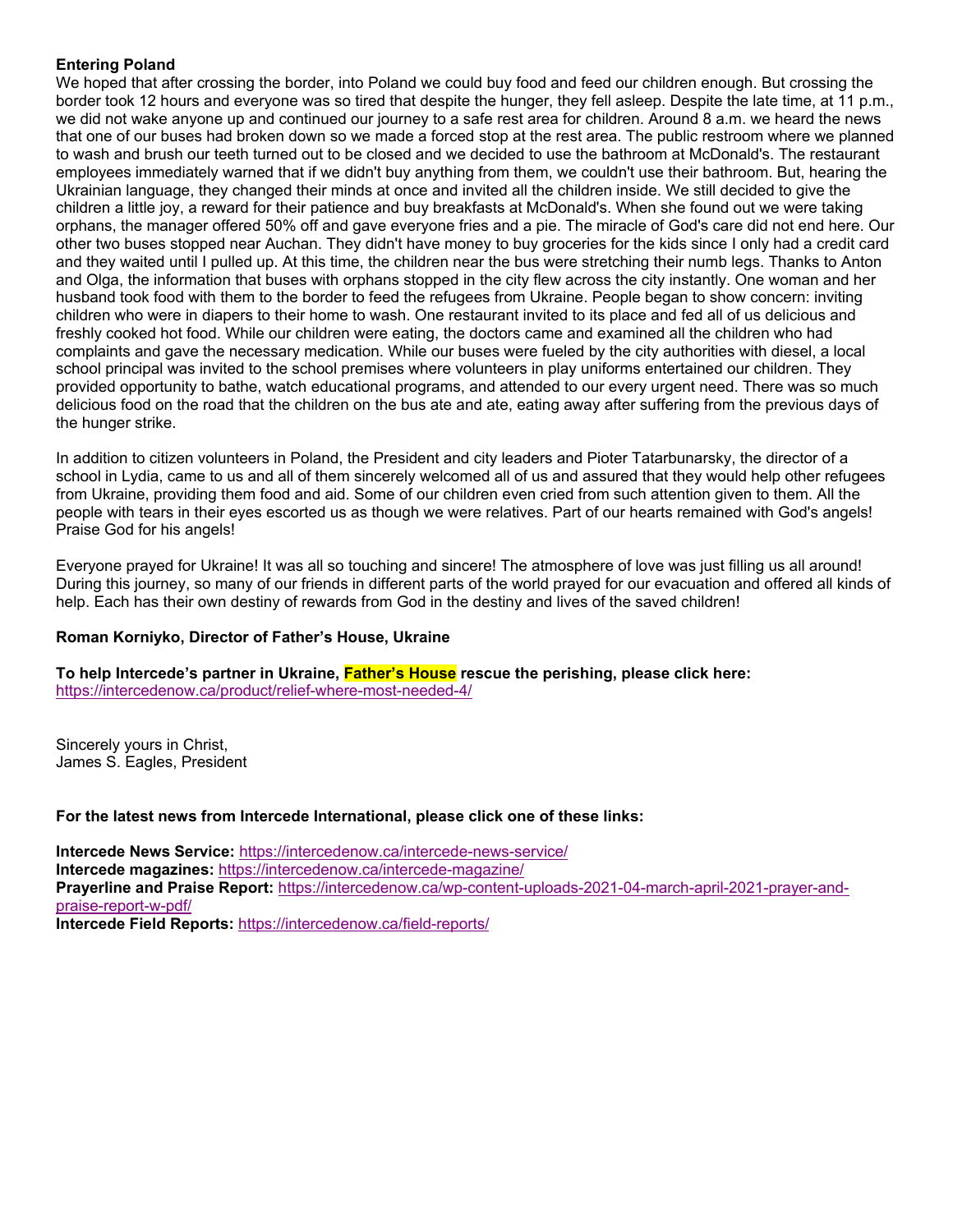**Entering Poland**

We hoped that after crossing the border, into Poland we could buy food and feed our children enough. But crossing the border took 12 hours and everyone was so tired that despite the hunger, they fell asleep. Despite the late time, at 11 p.m., we did not wake anyone up and continued our journey to a safe rest area for children. Around 8 a.m. we heard the news that one of our buses had broken down so we made a forced stop at the rest area. The public restroom where we planned to wash and brush our teeth turned out to be closed and we decided to use the bathroom at McDonald's. The restaurant employees immediately warned that if we didn't buy anything from them, we couldn't use their bathroom. But, hearing the Ukrainian language, they changed their minds at once and invited all the children inside. We still decided to give the children a little joy, a reward for their patience and buy breakfasts at McDonald's. When she found out we were taking orphans, the manager offered 50% off and gave everyone fries and a pie. The miracle of God's care did not end here. Our other two buses stopped near Auchan. They didn't have money to buy groceries for the kids since I only had a credit card and they waited until I pulled up. At this time, the children near the bus were stretching their numb legs. Thanks to Anton and Olga, the information that buses with orphans stopped in the city flew across the city instantly. One woman and her husband took food with them to the border to feed the refugees from Ukraine. People began to show concern: inviting children who were in diapers to their home to wash. One restaurant invited to its place and fed all of us delicious and freshly cooked hot food. While our children were eating, the doctors came and examined all the children who had complaints and gave the necessary medication. While our buses were fueled by the city authorities with diesel, a local school principal was invited to the school premises where volunteers in play uniforms entertained our children. They provided opportunity to bathe, watch educational programs, and attended to our every urgent need. There was so much delicious food on the road that the children on the bus ate and ate, eating away after suffering from the previous days of the hunger strike.

In addition to citizen volunteers in Poland, the President and city leaders and Pioter Tatarbunarsky, the director of a school in Lydia, came to us and all of them sincerely welcomed all of us and assured that they would help other refugees from Ukraine, providing them food and aid. Some of our children even cried from such attention given to them. All the people with tears in their eyes escorted us as though we were relatives. Part of our hearts remained with God's angels! Praise God for his angels!

Everyone prayed for Ukraine! It was all so touching and sincere! The atmosphere of love was just filling us all around! During this journey, so many of our friends in different parts of the world prayed for our evacuation and offered all kinds of help. Each has their own destiny of rewards from God in the destiny and lives of the saved children!

**Roman Korniyko, Director of Father's House, Ukraine**

**To help Intercede's partner in Ukraine, Father's House rescue the perishing, please click here:**
https://intercedenow.ca/product/relief-where-most-needed-4/

Sincerely yours in Christ,
James S. Eagles, President

**For the latest news from Intercede International, please click one of these links:**

**Intercede News Service:** https://intercedenow.ca/intercede-news-service/
**Intercede magazines:** https://intercedenow.ca/intercede-magazine/
**Prayerline and Praise Report:** https://intercedenow.ca/wp-content-uploads-2021-04-march-april-2021-prayer-and-praise-report-w-pdf/
**Intercede Field Reports:** https://intercedenow.ca/field-reports/